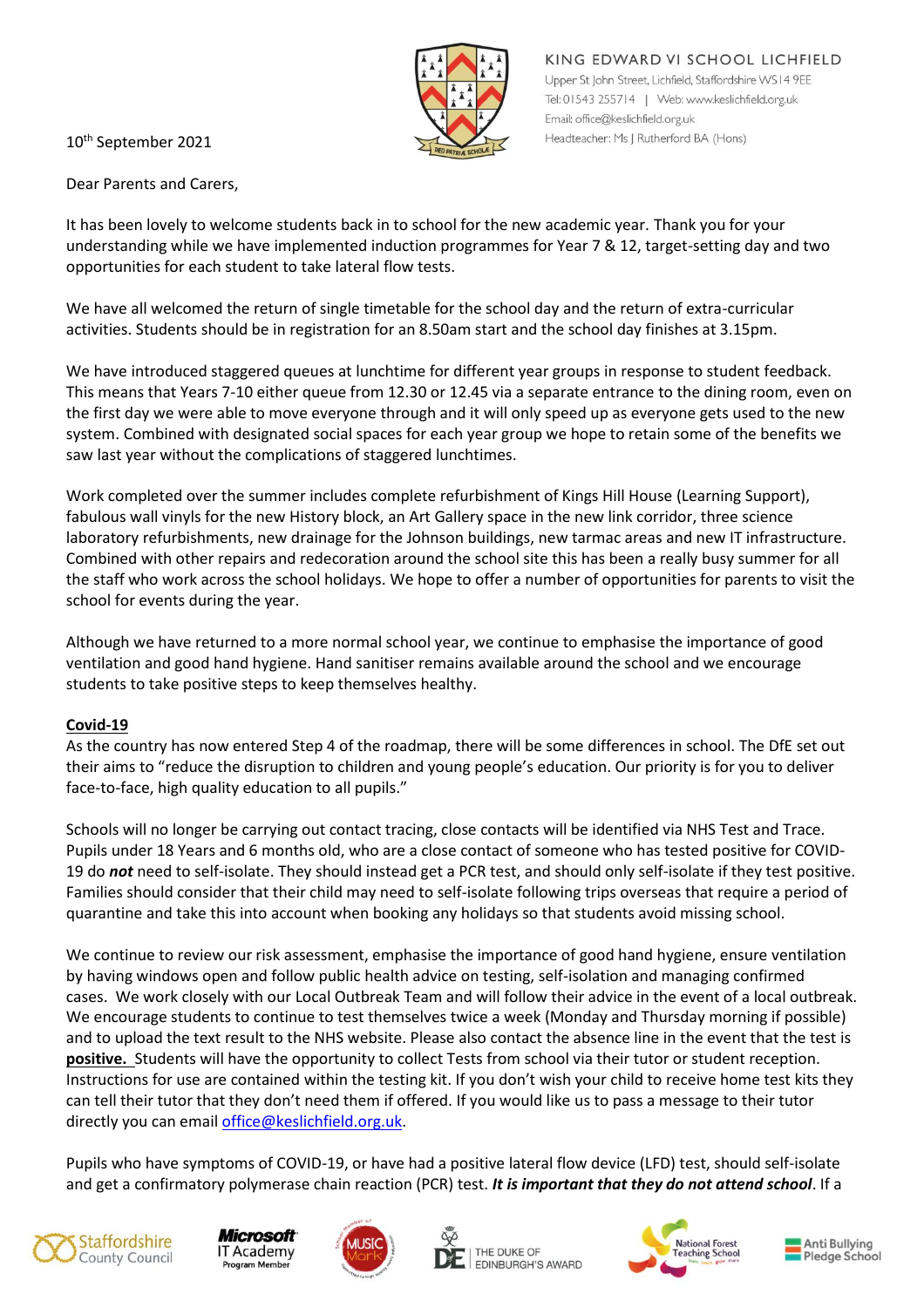10th September 2021

KING EDWARD VI SCHOOL LICHFIELD
Upper St John Street, Lichfield, Staffordshire WS14 9EE
Tel: 01543 255714 | Web: www.keslichfield.org.uk
Email: office@keslichfield.org.uk
Headteacher: Ms J Rutherford BA (Hons)

Dear Parents and Carers,

It has been lovely to welcome students back in to school for the new academic year. Thank you for your understanding while we have implemented induction programmes for Year 7 & 12, target-setting day and two opportunities for each student to take lateral flow tests.

We have all welcomed the return of single timetable for the school day and the return of extra-curricular activities. Students should be in registration for an 8.50am start and the school day finishes at 3.15pm.

We have introduced staggered queues at lunchtime for different year groups in response to student feedback. This means that Years 7-10 either queue from 12.30 or 12.45 via a separate entrance to the dining room, even on the first day we were able to move everyone through and it will only speed up as everyone gets used to the new system. Combined with designated social spaces for each year group we hope to retain some of the benefits we saw last year without the complications of staggered lunchtimes.

Work completed over the summer includes complete refurbishment of Kings Hill House (Learning Support), fabulous wall vinyls for the new History block, an Art Gallery space in the new link corridor, three science laboratory refurbishments, new drainage for the Johnson buildings, new tarmac areas and new IT infrastructure. Combined with other repairs and redecoration around the school site this has been a really busy summer for all the staff who work across the school holidays. We hope to offer a number of opportunities for parents to visit the school for events during the year.

Although we have returned to a more normal school year, we continue to emphasise the importance of good ventilation and good hand hygiene. Hand sanitiser remains available around the school and we encourage students to take positive steps to keep themselves healthy.

**Covid-19**

As the country has now entered Step 4 of the roadmap, there will be some differences in school. The DfE set out their aims to "reduce the disruption to children and young people's education. Our priority is for you to deliver face-to-face, high quality education to all pupils."

Schools will no longer be carrying out contact tracing, close contacts will be identified via NHS Test and Trace. Pupils under 18 Years and 6 months old, who are a close contact of someone who has tested positive for COVID-19 do ***not*** need to self-isolate. They should instead get a PCR test, and should only self-isolate if they test positive. Families should consider that their child may need to self-isolate following trips overseas that require a period of quarantine and take this into account when booking any holidays so that students avoid missing school.

We continue to review our risk assessment, emphasise the importance of good hand hygiene, ensure ventilation by having windows open and follow public health advice on testing, self-isolation and managing confirmed cases. We work closely with our Local Outbreak Team and will follow their advice in the event of a local outbreak. We encourage students to continue to test themselves twice a week (Monday and Thursday morning if possible) and to upload the text result to the NHS website. Please also contact the absence line in the event that the test is **positive.** Students will have the opportunity to collect Tests from school via their tutor or student reception. Instructions for use are contained within the testing kit. If you don't wish your child to receive home test kits they can tell their tutor that they don't need them if offered. If you would like us to pass a message to their tutor directly you can email office@keslichfield.org.uk.

Pupils who have symptoms of COVID-19, or have had a positive lateral flow device (LFD) test, should self-isolate and get a confirmatory polymerase chain reaction (PCR) test. ***It is important that they do not attend school***. If a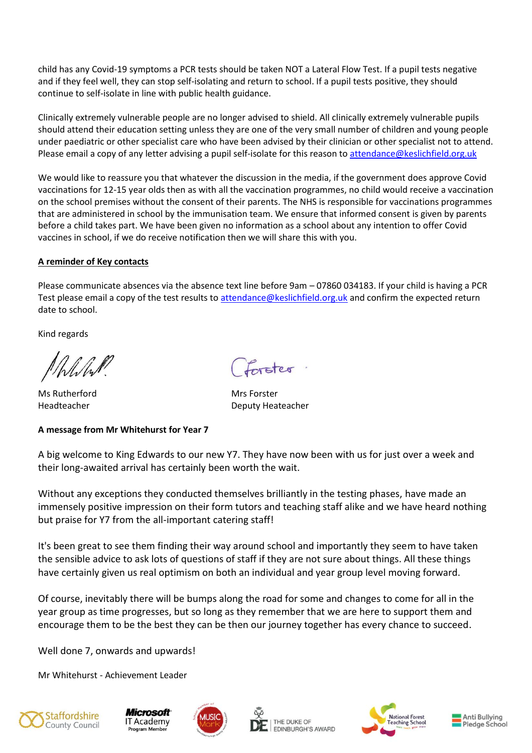child has any Covid-19 symptoms a PCR tests should be taken NOT a Lateral Flow Test. If a pupil tests negative and if they feel well, they can stop self-isolating and return to school. If a pupil tests positive, they should continue to self-isolate in line with public health guidance.

Clinically extremely vulnerable people are no longer advised to shield. All clinically extremely vulnerable pupils should attend their education setting unless they are one of the very small number of children and young people under paediatric or other specialist care who have been advised by their clinician or other specialist not to attend. Please email a copy of any letter advising a pupil self-isolate for this reason to attendance@keslichfield.org.uk

We would like to reassure you that whatever the discussion in the media, if the government does approve Covid vaccinations for 12-15 year olds then as with all the vaccination programmes, no child would receive a vaccination on the school premises without the consent of their parents. The NHS is responsible for vaccinations programmes that are administered in school by the immunisation team. We ensure that informed consent is given by parents before a child takes part. We have been given no information as a school about any intention to offer Covid vaccines in school, if we do receive notification then we will share this with you.

**A reminder of Key contacts**

Please communicate absences via the absence text line before 9am – 07860 034183. If your child is having a PCR Test please email a copy of the test results to attendance@keslichfield.org.uk and confirm the expected return date to school.

Kind regards

Ms Rutherford
Headteacher

Mrs Forster
Deputy Heateacher

**A message from Mr Whitehurst for Year 7**

A big welcome to King Edwards to our new Y7. They have now been with us for just over a week and their long-awaited arrival has certainly been worth the wait.

Without any exceptions they conducted themselves brilliantly in the testing phases, have made an immensely positive impression on their form tutors and teaching staff alike and we have heard nothing but praise for Y7 from the all-important catering staff!

It's been great to see them finding their way around school and importantly they seem to have taken the sensible advice to ask lots of questions of staff if they are not sure about things. All these things have certainly given us real optimism on both an individual and year group level moving forward.

Of course, inevitably there will be bumps along the road for some and changes to come for all in the year group as time progresses, but so long as they remember that we are here to support them and encourage them to be the best they can be then our journey together has every chance to succeed.

Well done 7, onwards and upwards!

Mr Whitehurst - Achievement Leader